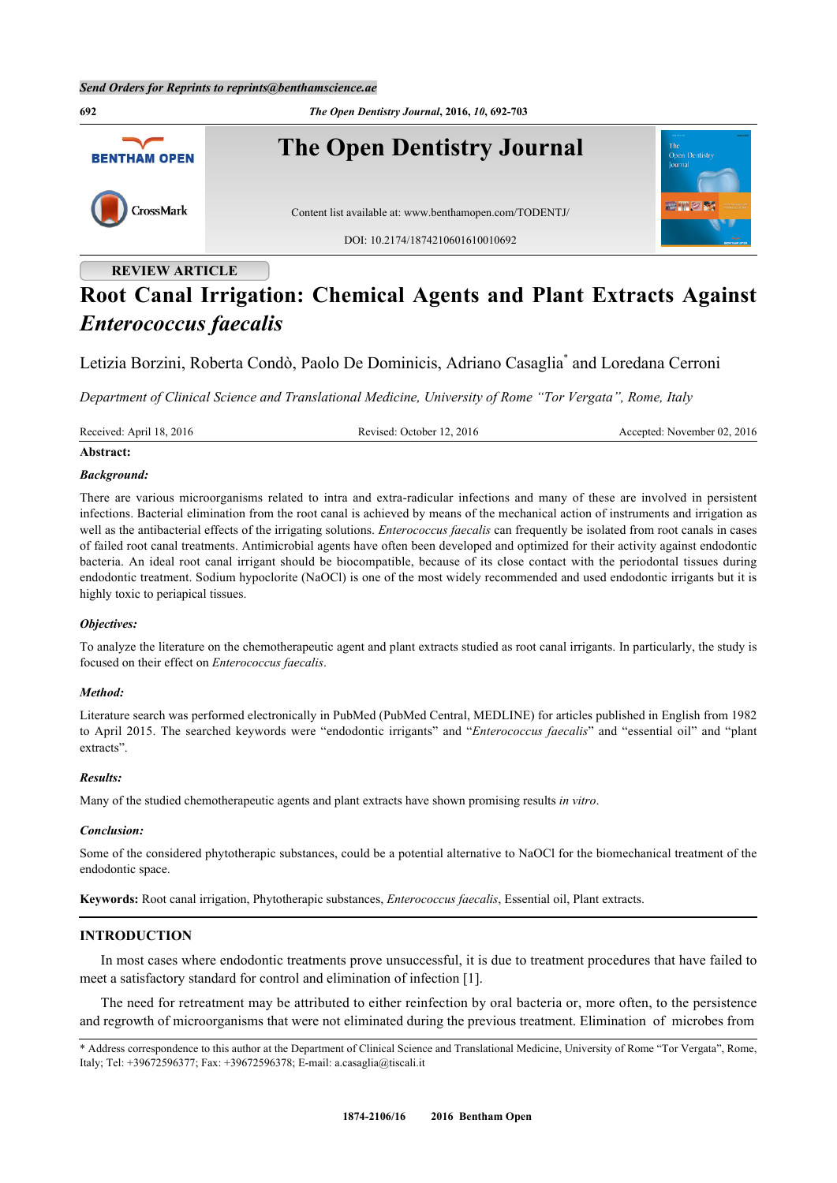REVIEW ARTICLE

# Root Canal Irrigation: Chemical Agents and Plant Extracts Against *Enterococcus faecalis*

Letizia Borzini, Roberta Condò, Paolo De Dominicis, Adriano Casaglia[*] and Loredana Cerroni

*Department of Clinical Science and Translational Medicine, University of Rome "Tor Vergata", Rome, Italy*

Received: April 18, 2016 Revised: October 12, 2016 Accepted: November 02, 2016

**Abstract:**

***Background:***

There are various microorganisms related to intra and extra-radicular infections and many of these are involved in persistent infections. Bacterial elimination from the root canal is achieved by means of the mechanical action of instruments and irrigation as well as the antibacterial effects of the irrigating solutions. *Enterococcus faecalis* can frequently be isolated from root canals in cases of failed root canal treatments. Antimicrobial agents have often been developed and optimized for their activity against endodontic bacteria. An ideal root canal irrigant should be biocompatible, because of its close contact with the periodontal tissues during endodontic treatment. Sodium hypoclorite (NaOCl) is one of the most widely recommended and used endodontic irrigants but it is highly toxic to periapical tissues.

***Objectives:***

To analyze the literature on the chemotherapeutic agent and plant extracts studied as root canal irrigants. In particularly, the study is focused on their effect on *Enterococcus faecalis*.

***Method:***

Literature search was performed electronically in PubMed (PubMed Central, MEDLINE) for articles published in English from 1982 to April 2015. The searched keywords were "endodontic irrigants" and "*Enterococcus faecalis*" and "essential oil" and "plant extracts".

***Results:***

Many of the studied chemotherapeutic agents and plant extracts have shown promising results *in vitro*.

***Conclusion:***

Some of the considered phytotherapic substances, could be a potential alternative to NaOCl for the biomechanical treatment of the endodontic space.

**Keywords:** Root canal irrigation, Phytotherapic substances, *Enterococcus faecalis*, Essential oil, Plant extracts.

## INTRODUCTION

In most cases where endodontic treatments prove unsuccessful, it is due to treatment procedures that have failed to meet a satisfactory standard for control and elimination of infection [1].

The need for retreatment may be attributed to either reinfection by oral bacteria or, more often, to the persistence and regrowth of microorganisms that were not eliminated during the previous treatment. Elimination of microbes from

\* Address correspondence to this author at the Department of Clinical Science and Translational Medicine, University of Rome "Tor Vergata", Rome, Italy; Tel: +39672596377; Fax: +39672596378; E-mail: a.casaglia@tiscali.it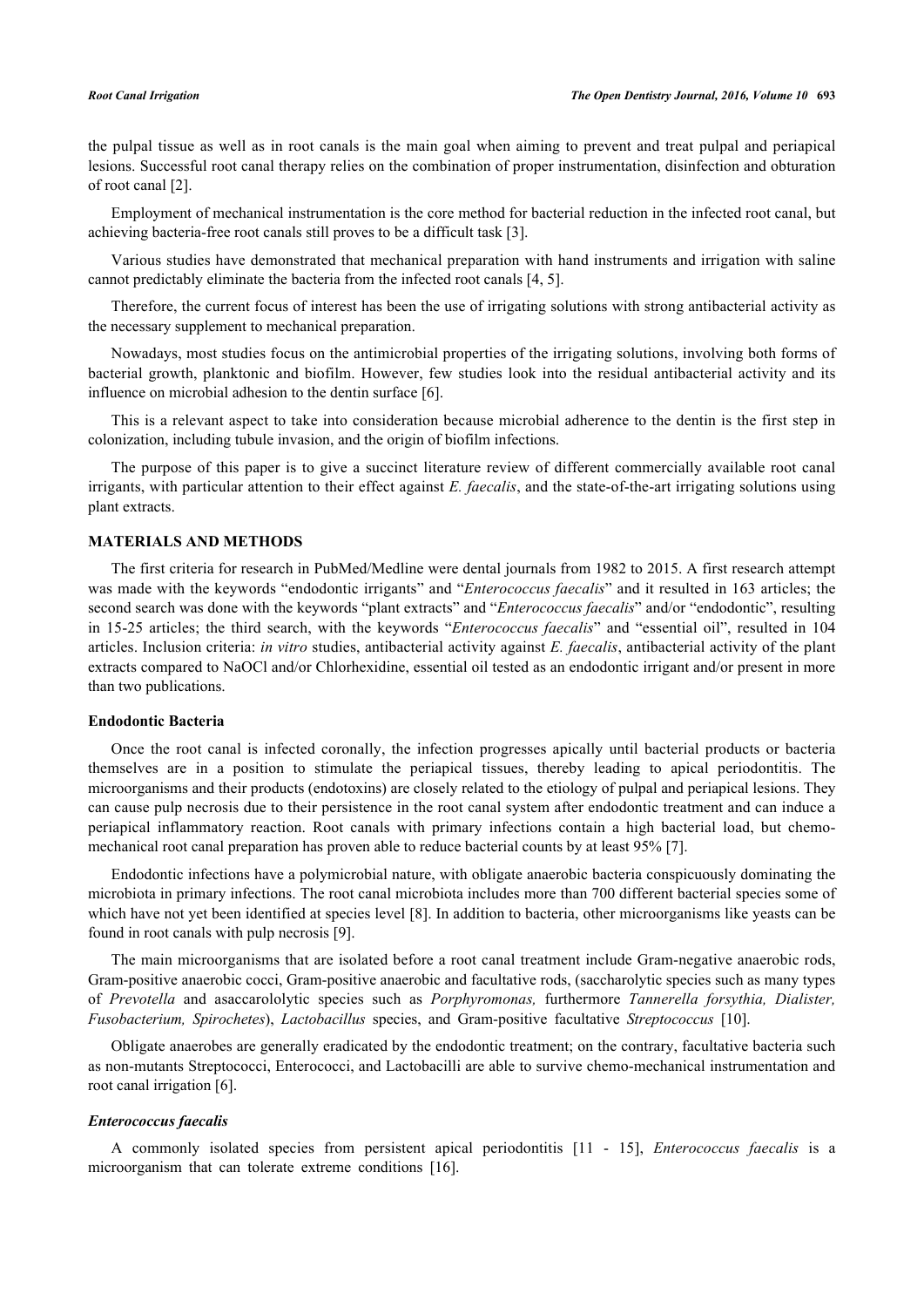the pulpal tissue as well as in root canals is the main goal when aiming to prevent and treat pulpal and periapical lesions. Successful root canal therapy relies on the combination of proper instrumentation, disinfection and obturation of root canal [2].

Employment of mechanical instrumentation is the core method for bacterial reduction in the infected root canal, but achieving bacteria-free root canals still proves to be a difficult task [3].

Various studies have demonstrated that mechanical preparation with hand instruments and irrigation with saline cannot predictably eliminate the bacteria from the infected root canals [4, 5].

Therefore, the current focus of interest has been the use of irrigating solutions with strong antibacterial activity as the necessary supplement to mechanical preparation.

Nowadays, most studies focus on the antimicrobial properties of the irrigating solutions, involving both forms of bacterial growth, planktonic and biofilm. However, few studies look into the residual antibacterial activity and its influence on microbial adhesion to the dentin surface [6].

This is a relevant aspect to take into consideration because microbial adherence to the dentin is the first step in colonization, including tubule invasion, and the origin of biofilm infections.

The purpose of this paper is to give a succinct literature review of different commercially available root canal irrigants, with particular attention to their effect against *E. faecalis*, and the state-of-the-art irrigating solutions using plant extracts.

## MATERIALS AND METHODS

The first criteria for research in PubMed/Medline were dental journals from 1982 to 2015. A first research attempt was made with the keywords "endodontic irrigants" and "*Enterococcus faecalis*" and it resulted in 163 articles; the second search was done with the keywords "plant extracts" and "*Enterococcus faecalis*" and/or "endodontic", resulting in 15-25 articles; the third search, with the keywords "*Enterococcus faecalis*" and "essential oil", resulted in 104 articles. Inclusion criteria: *in vitro* studies, antibacterial activity against *E. faecalis*, antibacterial activity of the plant extracts compared to NaOCl and/or Chlorhexidine, essential oil tested as an endodontic irrigant and/or present in more than two publications.

### Endodontic Bacteria

Once the root canal is infected coronally, the infection progresses apically until bacterial products or bacteria themselves are in a position to stimulate the periapical tissues, thereby leading to apical periodontitis. The microorganisms and their products (endotoxins) are closely related to the etiology of pulpal and periapical lesions. They can cause pulp necrosis due to their persistence in the root canal system after endodontic treatment and can induce a periapical inflammatory reaction. Root canals with primary infections contain a high bacterial load, but chemo-mechanical root canal preparation has proven able to reduce bacterial counts by at least 95% [7].

Endodontic infections have a polymicrobial nature, with obligate anaerobic bacteria conspicuously dominating the microbiota in primary infections. The root canal microbiota includes more than 700 different bacterial species some of which have not yet been identified at species level [8]. In addition to bacteria, other microorganisms like yeasts can be found in root canals with pulp necrosis [9].

The main microorganisms that are isolated before a root canal treatment include Gram-negative anaerobic rods, Gram-positive anaerobic cocci, Gram-positive anaerobic and facultative rods, (saccharolytic species such as many types of *Prevotella* and asaccarololytic species such as *Porphyromonas,* furthermore *Tannerella forsythia, Dialister, Fusobacterium, Spirochetes*), *Lactobacillus* species, and Gram-positive facultative *Streptococcus* [10].

Obligate anaerobes are generally eradicated by the endodontic treatment; on the contrary, facultative bacteria such as non-mutants Streptococci, Enterococci, and Lactobacilli are able to survive chemo-mechanical instrumentation and root canal irrigation [6].

### *Enterococcus faecalis*

A commonly isolated species from persistent apical periodontitis [11 - 15], *Enterococcus faecalis* is a microorganism that can tolerate extreme conditions [16].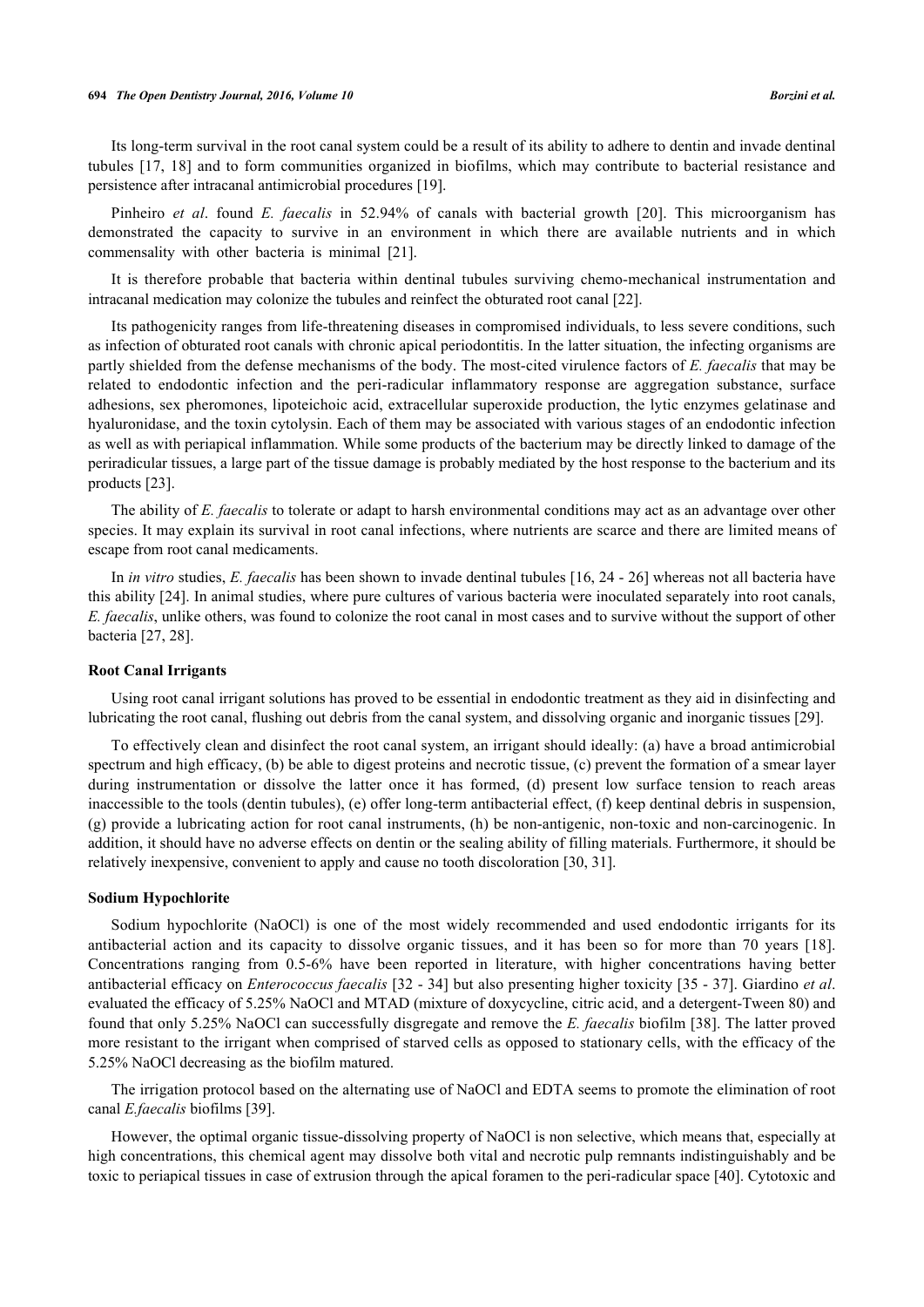Its long-term survival in the root canal system could be a result of its ability to adhere to dentin and invade dentinal tubules [17, 18] and to form communities organized in biofilms, which may contribute to bacterial resistance and persistence after intracanal antimicrobial procedures [19].

Pinheiro *et al*. found *E. faecalis* in 52.94% of canals with bacterial growth [20]. This microorganism has demonstrated the capacity to survive in an environment in which there are available nutrients and in which commensality with other bacteria is minimal [21].

It is therefore probable that bacteria within dentinal tubules surviving chemo-mechanical instrumentation and intracanal medication may colonize the tubules and reinfect the obturated root canal [22].

Its pathogenicity ranges from life-threatening diseases in compromised individuals, to less severe conditions, such as infection of obturated root canals with chronic apical periodontitis. In the latter situation, the infecting organisms are partly shielded from the defense mechanisms of the body. The most-cited virulence factors of *E. faecalis* that may be related to endodontic infection and the peri-radicular inflammatory response are aggregation substance, surface adhesions, sex pheromones, lipoteichoic acid, extracellular superoxide production, the lytic enzymes gelatinase and hyaluronidase, and the toxin cytolysin. Each of them may be associated with various stages of an endodontic infection as well as with periapical inflammation. While some products of the bacterium may be directly linked to damage of the periradicular tissues, a large part of the tissue damage is probably mediated by the host response to the bacterium and its products [23].

The ability of *E. faecalis* to tolerate or adapt to harsh environmental conditions may act as an advantage over other species. It may explain its survival in root canal infections, where nutrients are scarce and there are limited means of escape from root canal medicaments.

In *in vitro* studies, *E. faecalis* has been shown to invade dentinal tubules [16, 24 - 26] whereas not all bacteria have this ability [24]. In animal studies, where pure cultures of various bacteria were inoculated separately into root canals, *E. faecalis*, unlike others, was found to colonize the root canal in most cases and to survive without the support of other bacteria [27, 28].

### Root Canal Irrigants

Using root canal irrigant solutions has proved to be essential in endodontic treatment as they aid in disinfecting and lubricating the root canal, flushing out debris from the canal system, and dissolving organic and inorganic tissues [29].

To effectively clean and disinfect the root canal system, an irrigant should ideally: (a) have a broad antimicrobial spectrum and high efficacy, (b) be able to digest proteins and necrotic tissue, (c) prevent the formation of a smear layer during instrumentation or dissolve the latter once it has formed, (d) present low surface tension to reach areas inaccessible to the tools (dentin tubules), (e) offer long-term antibacterial effect, (f) keep dentinal debris in suspension, (g) provide a lubricating action for root canal instruments, (h) be non-antigenic, non-toxic and non-carcinogenic. In addition, it should have no adverse effects on dentin or the sealing ability of filling materials. Furthermore, it should be relatively inexpensive, convenient to apply and cause no tooth discoloration [30, 31].

### Sodium Hypochlorite

Sodium hypochlorite (NaOCl) is one of the most widely recommended and used endodontic irrigants for its antibacterial action and its capacity to dissolve organic tissues, and it has been so for more than 70 years [18]. Concentrations ranging from 0.5-6% have been reported in literature, with higher concentrations having better antibacterial efficacy on *Enterococcus faecalis* [32 - 34] but also presenting higher toxicity [35 - 37]. Giardino *et al*. evaluated the efficacy of 5.25% NaOCl and MTAD (mixture of doxycycline, citric acid, and a detergent-Tween 80) and found that only 5.25% NaOCl can successfully disgregate and remove the *E. faecalis* biofilm [38]. The latter proved more resistant to the irrigant when comprised of starved cells as opposed to stationary cells, with the efficacy of the 5.25% NaOCl decreasing as the biofilm matured.

The irrigation protocol based on the alternating use of NaOCl and EDTA seems to promote the elimination of root canal *E.faecalis* biofilms [39].

However, the optimal organic tissue-dissolving property of NaOCl is non selective, which means that, especially at high concentrations, this chemical agent may dissolve both vital and necrotic pulp remnants indistinguishably and be toxic to periapical tissues in case of extrusion through the apical foramen to the peri-radicular space [40]. Cytotoxic and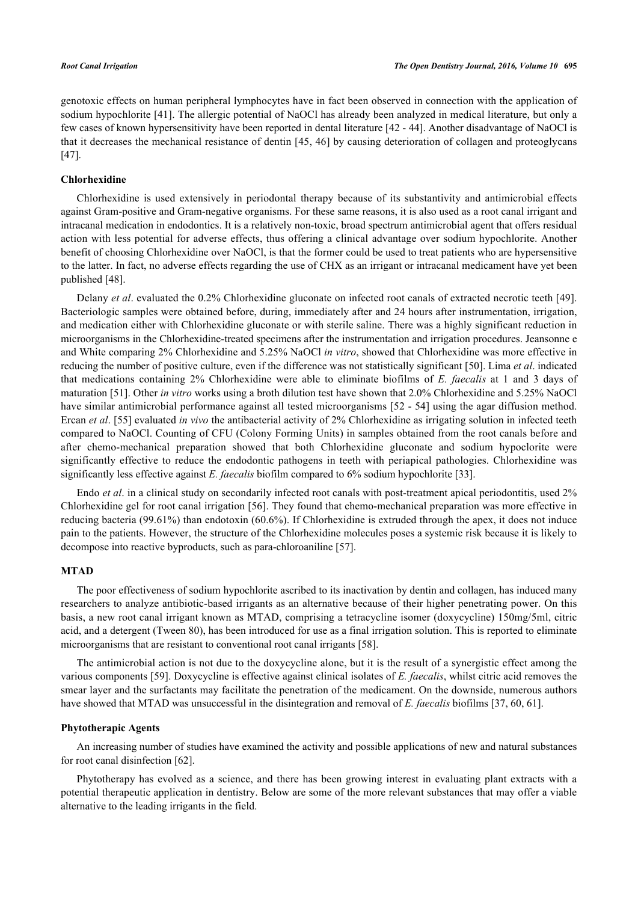genotoxic effects on human peripheral lymphocytes have in fact been observed in connection with the application of sodium hypochlorite [41]. The allergic potential of NaOCl has already been analyzed in medical literature, but only a few cases of known hypersensitivity have been reported in dental literature [42 - 44]. Another disadvantage of NaOCl is that it decreases the mechanical resistance of dentin [45, 46] by causing deterioration of collagen and proteoglycans [47].

### Chlorhexidine

Chlorhexidine is used extensively in periodontal therapy because of its substantivity and antimicrobial effects against Gram-positive and Gram-negative organisms. For these same reasons, it is also used as a root canal irrigant and intracanal medication in endodontics. It is a relatively non-toxic, broad spectrum antimicrobial agent that offers residual action with less potential for adverse effects, thus offering a clinical advantage over sodium hypochlorite. Another benefit of choosing Chlorhexidine over NaOCl, is that the former could be used to treat patients who are hypersensitive to the latter. In fact, no adverse effects regarding the use of CHX as an irrigant or intracanal medicament have yet been published [48].

Delany *et al*. evaluated the 0.2% Chlorhexidine gluconate on infected root canals of extracted necrotic teeth [49]. Bacteriologic samples were obtained before, during, immediately after and 24 hours after instrumentation, irrigation, and medication either with Chlorhexidine gluconate or with sterile saline. There was a highly significant reduction in microorganisms in the Chlorhexidine-treated specimens after the instrumentation and irrigation procedures. Jeansonne e and White comparing 2% Chlorhexidine and 5.25% NaOCl *in vitro*, showed that Chlorhexidine was more effective in reducing the number of positive culture, even if the difference was not statistically significant [50]. Lima *et al*. indicated that medications containing 2% Chlorhexidine were able to eliminate biofilms of *E. faecalis* at 1 and 3 days of maturation [51]. Other *in vitro* works using a broth dilution test have shown that 2.0% Chlorhexidine and 5.25% NaOCl have similar antimicrobial performance against all tested microorganisms [52 - 54] using the agar diffusion method. Ercan *et al*. [55] evaluated *in vivo* the antibacterial activity of 2% Chlorhexidine as irrigating solution in infected teeth compared to NaOCl. Counting of CFU (Colony Forming Units) in samples obtained from the root canals before and after chemo-mechanical preparation showed that both Chlorhexidine gluconate and sodium hypoclorite were significantly effective to reduce the endodontic pathogens in teeth with periapical pathologies. Chlorhexidine was significantly less effective against *E. faecalis* biofilm compared to 6% sodium hypochlorite [33].

Endo *et al*. in a clinical study on secondarily infected root canals with post-treatment apical periodontitis, used 2% Chlorhexidine gel for root canal irrigation [56]. They found that chemo-mechanical preparation was more effective in reducing bacteria (99.61%) than endotoxin (60.6%). If Chlorhexidine is extruded through the apex, it does not induce pain to the patients. However, the structure of the Chlorhexidine molecules poses a systemic risk because it is likely to decompose into reactive byproducts, such as para-chloroaniline [57].

### MTAD

The poor effectiveness of sodium hypochlorite ascribed to its inactivation by dentin and collagen, has induced many researchers to analyze antibiotic-based irrigants as an alternative because of their higher penetrating power. On this basis, a new root canal irrigant known as MTAD, comprising a tetracycline isomer (doxycycline) 150mg/5ml, citric acid, and a detergent (Tween 80), has been introduced for use as a final irrigation solution. This is reported to eliminate microorganisms that are resistant to conventional root canal irrigants [58].

The antimicrobial action is not due to the doxycycline alone, but it is the result of a synergistic effect among the various components [59]. Doxycycline is effective against clinical isolates of *E. faecalis*, whilst citric acid removes the smear layer and the surfactants may facilitate the penetration of the medicament. On the downside, numerous authors have showed that MTAD was unsuccessful in the disintegration and removal of *E. faecalis* biofilms [37, 60, 61].

### Phytotherapic Agents

An increasing number of studies have examined the activity and possible applications of new and natural substances for root canal disinfection [62].

Phytotherapy has evolved as a science, and there has been growing interest in evaluating plant extracts with a potential therapeutic application in dentistry. Below are some of the more relevant substances that may offer a viable alternative to the leading irrigants in the field.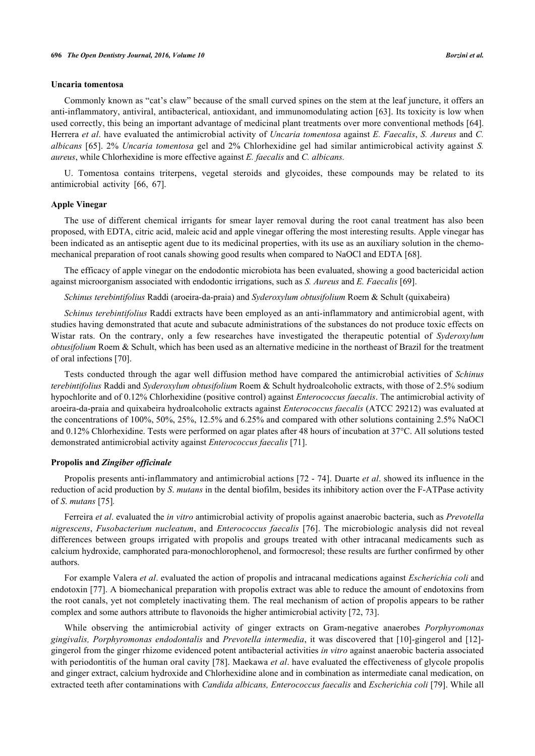### Uncaria tomentosa

Commonly known as "cat's claw" because of the small curved spines on the stem at the leaf juncture, it offers an anti-inflammatory, antiviral, antibacterical, antioxidant, and immunomodulating action [63]. Its toxicity is low when used correctly, this being an important advantage of medicinal plant treatments over more conventional methods [64]. Herrera *et al*. have evaluated the antimicrobial activity of *Uncaria tomentosa* against *E. Faecalis*, *S. Aureus* and *C. albicans* [65]. 2% *Uncaria tomentosa* gel and 2% Chlorhexidine gel had similar antimicrobical activity against *S. aureus*, while Chlorhexidine is more effective against *E. faecalis* and *C. albicans.*

U. Tomentosa contains triterpens, vegetal steroids and glycoides, these compounds may be related to its antimicrobial activity [66, 67].

### Apple Vinegar

The use of different chemical irrigants for smear layer removal during the root canal treatment has also been proposed, with EDTA, citric acid, maleic acid and apple vinegar offering the most interesting results. Apple vinegar has been indicated as an antiseptic agent due to its medicinal properties, with its use as an auxiliary solution in the chemo-mechanical preparation of root canals showing good results when compared to NaOCl and EDTA [68].

The efficacy of apple vinegar on the endodontic microbiota has been evaluated, showing a good bactericidal action against microorganism associated with endodontic irrigations, such as *S. Aureus* and *E. Faecalis* [69].

*Schinus terebintifolius* Raddi (aroeira-da-praia) and *Syderoxylum obtusifolium* Roem & Schult (quixabeira)

*Schinus terebintifolius* Raddi extracts have been employed as an anti-inflammatory and antimicrobial agent, with studies having demonstrated that acute and subacute administrations of the substances do not produce toxic effects on Wistar rats. On the contrary, only a few researches have investigated the therapeutic potential of *Syderoxylum obtusifolium* Roem & Schult, which has been used as an alternative medicine in the northeast of Brazil for the treatment of oral infections [70].

Tests conducted through the agar well diffusion method have compared the antimicrobial activities of *Schinus terebintifolius* Raddi and *Syderoxylum obtusifolium* Roem & Schult hydroalcoholic extracts, with those of 2.5% sodium hypochlorite and of 0.12% Chlorhexidine (positive control) against *Enterococcus faecalis*. The antimicrobial activity of aroeira-da-praia and quixabeira hydroalcoholic extracts against *Enterococcus faecalis* (ATCC 29212) was evaluated at the concentrations of 100%, 50%, 25%, 12.5% and 6.25% and compared with other solutions containing 2.5% NaOCl and 0.12% Chlorhexidine. Tests were performed on agar plates after 48 hours of incubation at 37°C. All solutions tested demonstrated antimicrobial activity against *Enterococcus faecalis* [71].

### Propolis and *Zingiber officinale*

Propolis presents anti-inflammatory and antimicrobial actions [72 - 74]. Duarte *et al*. showed its influence in the reduction of acid production by *S. mutans* in the dental biofilm, besides its inhibitory action over the F-ATPase activity of *S. mutans* [75].

Ferreira *et al*. evaluated the *in vitro* antimicrobial activity of propolis against anaerobic bacteria, such as *Prevotella nigrescens*, *Fusobacterium nucleatum*, and *Enterococcus faecalis* [76]. The microbiologic analysis did not reveal differences between groups irrigated with propolis and groups treated with other intracanal medicaments such as calcium hydroxide, camphorated para-monochlorophenol, and formocresol; these results are further confirmed by other authors.

For example Valera *et al*. evaluated the action of propolis and intracanal medications against *Escherichia coli* and endotoxin [77]. A biomechanical preparation with propolis extract was able to reduce the amount of endotoxins from the root canals, yet not completely inactivating them. The real mechanism of action of propolis appears to be rather complex and some authors attribute to flavonoids the higher antimicrobial activity [72, 73].

While observing the antimicrobial activity of ginger extracts on Gram-negative anaerobes *Porphyromonas gingivalis, Porphyromonas endodontalis* and *Prevotella intermedia*, it was discovered that [10]-gingerol and [12]-gingerol from the ginger rhizome evidenced potent antibacterial activities *in vitro* against anaerobic bacteria associated with periodontitis of the human oral cavity [78]. Maekawa *et al*. have evaluated the effectiveness of glycole propolis and ginger extract, calcium hydroxide and Chlorhexidine alone and in combination as intermediate canal medication, on extracted teeth after contaminations with *Candida albicans, Enterococcus faecalis* and *Escherichia coli* [79]. While all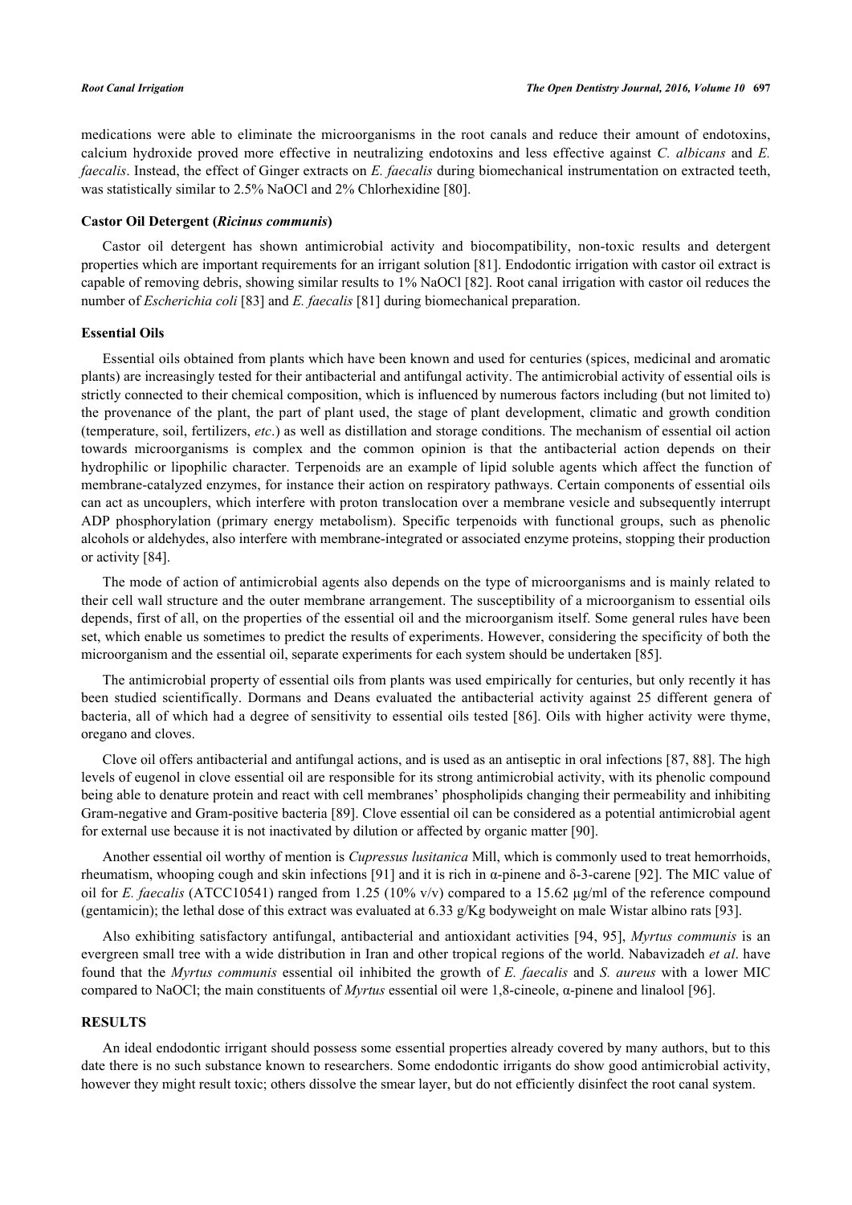medications were able to eliminate the microorganisms in the root canals and reduce their amount of endotoxins, calcium hydroxide proved more effective in neutralizing endotoxins and less effective against *C. albicans* and *E. faecalis*. Instead, the effect of Ginger extracts on *E. faecalis* during biomechanical instrumentation on extracted teeth, was statistically similar to 2.5% NaOCl and 2% Chlorhexidine [80].

### Castor Oil Detergent (*Ricinus communis*)

Castor oil detergent has shown antimicrobial activity and biocompatibility, non-toxic results and detergent properties which are important requirements for an irrigant solution [81]. Endodontic irrigation with castor oil extract is capable of removing debris, showing similar results to 1% NaOCl [82]. Root canal irrigation with castor oil reduces the number of *Escherichia coli* [83] and *E. faecalis* [81] during biomechanical preparation.

### Essential Oils

Essential oils obtained from plants which have been known and used for centuries (spices, medicinal and aromatic plants) are increasingly tested for their antibacterial and antifungal activity. The antimicrobial activity of essential oils is strictly connected to their chemical composition, which is influenced by numerous factors including (but not limited to) the provenance of the plant, the part of plant used, the stage of plant development, climatic and growth condition (temperature, soil, fertilizers, *etc*.) as well as distillation and storage conditions. The mechanism of essential oil action towards microorganisms is complex and the common opinion is that the antibacterial action depends on their hydrophilic or lipophilic character. Terpenoids are an example of lipid soluble agents which affect the function of membrane-catalyzed enzymes, for instance their action on respiratory pathways. Certain components of essential oils can act as uncouplers, which interfere with proton translocation over a membrane vesicle and subsequently interrupt ADP phosphorylation (primary energy metabolism). Specific terpenoids with functional groups, such as phenolic alcohols or aldehydes, also interfere with membrane-integrated or associated enzyme proteins, stopping their production or activity [84].

The mode of action of antimicrobial agents also depends on the type of microorganisms and is mainly related to their cell wall structure and the outer membrane arrangement. The susceptibility of a microorganism to essential oils depends, first of all, on the properties of the essential oil and the microorganism itself. Some general rules have been set, which enable us sometimes to predict the results of experiments. However, considering the specificity of both the microorganism and the essential oil, separate experiments for each system should be undertaken [85].

The antimicrobial property of essential oils from plants was used empirically for centuries, but only recently it has been studied scientifically. Dormans and Deans evaluated the antibacterial activity against 25 different genera of bacteria, all of which had a degree of sensitivity to essential oils tested [86]. Oils with higher activity were thyme, oregano and cloves.

Clove oil offers antibacterial and antifungal actions, and is used as an antiseptic in oral infections [87, 88]. The high levels of eugenol in clove essential oil are responsible for its strong antimicrobial activity, with its phenolic compound being able to denature protein and react with cell membranes' phospholipids changing their permeability and inhibiting Gram-negative and Gram-positive bacteria [89]. Clove essential oil can be considered as a potential antimicrobial agent for external use because it is not inactivated by dilution or affected by organic matter [90].

Another essential oil worthy of mention is *Cupressus lusitanica* Mill, which is commonly used to treat hemorrhoids, rheumatism, whooping cough and skin infections [91] and it is rich in α-pinene and δ-3-carene [92]. The MIC value of oil for *E. faecalis* (ATCC10541) ranged from 1.25 (10% v/v) compared to a 15.62 μg/ml of the reference compound (gentamicin); the lethal dose of this extract was evaluated at 6.33 g/Kg bodyweight on male Wistar albino rats [93].

Also exhibiting satisfactory antifungal, antibacterial and antioxidant activities [94, 95], *Myrtus communis* is an evergreen small tree with a wide distribution in Iran and other tropical regions of the world. Nabavizadeh *et al*. have found that the *Myrtus communis* essential oil inhibited the growth of *E. faecalis* and *S. aureus* with a lower MIC compared to NaOCl; the main constituents of *Myrtus* essential oil were 1,8-cineole, α-pinene and linalool [96].

## RESULTS

An ideal endodontic irrigant should possess some essential properties already covered by many authors, but to this date there is no such substance known to researchers. Some endodontic irrigants do show good antimicrobial activity, however they might result toxic; others dissolve the smear layer, but do not efficiently disinfect the root canal system.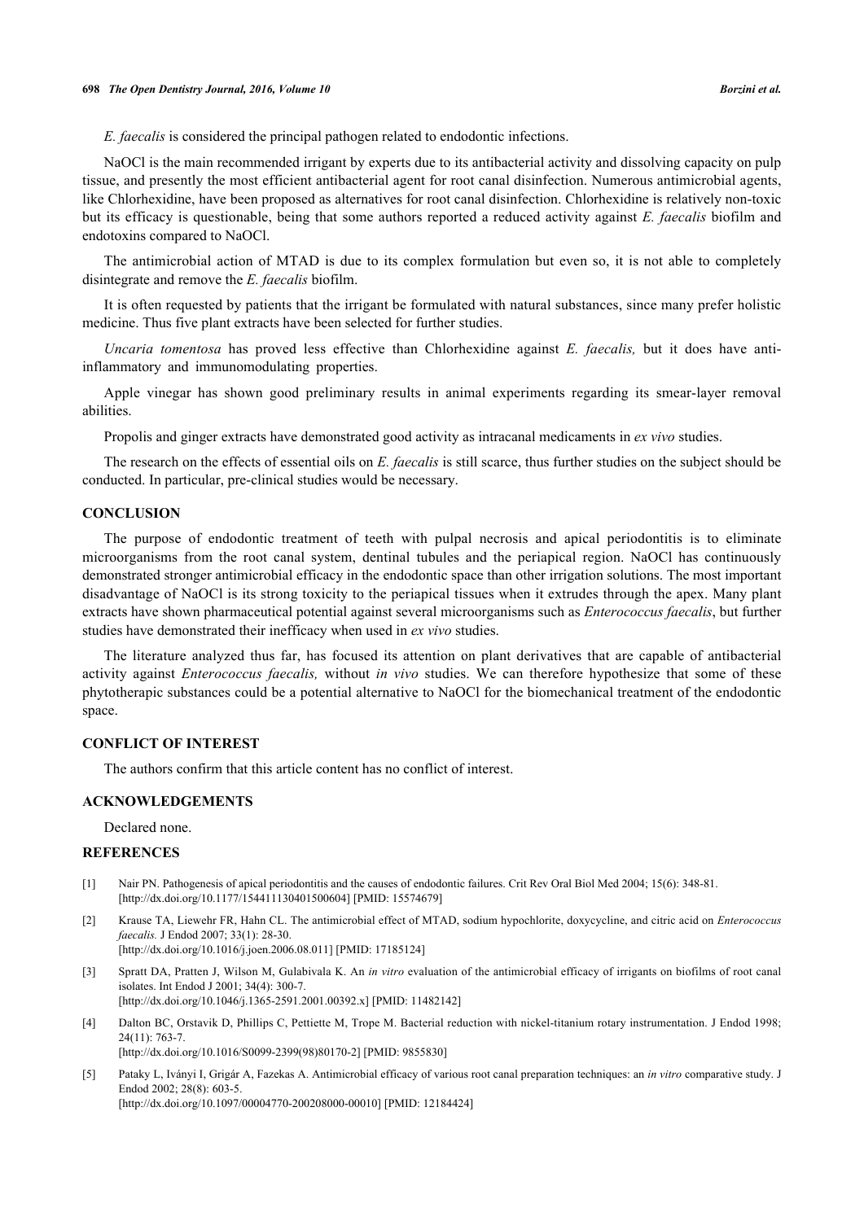*E. faecalis* is considered the principal pathogen related to endodontic infections.

NaOCl is the main recommended irrigant by experts due to its antibacterial activity and dissolving capacity on pulp tissue, and presently the most efficient antibacterial agent for root canal disinfection. Numerous antimicrobial agents, like Chlorhexidine, have been proposed as alternatives for root canal disinfection. Chlorhexidine is relatively non-toxic but its efficacy is questionable, being that some authors reported a reduced activity against *E. faecalis* biofilm and endotoxins compared to NaOCl.

The antimicrobial action of MTAD is due to its complex formulation but even so, it is not able to completely disintegrate and remove the *E. faecalis* biofilm.

It is often requested by patients that the irrigant be formulated with natural substances, since many prefer holistic medicine. Thus five plant extracts have been selected for further studies.

*Uncaria tomentosa* has proved less effective than Chlorhexidine against *E. faecalis,* but it does have anti-inflammatory and immunomodulating properties.

Apple vinegar has shown good preliminary results in animal experiments regarding its smear-layer removal abilities.

Propolis and ginger extracts have demonstrated good activity as intracanal medicaments in *ex vivo* studies.

The research on the effects of essential oils on *E. faecalis* is still scarce, thus further studies on the subject should be conducted. In particular, pre-clinical studies would be necessary.

## CONCLUSION

The purpose of endodontic treatment of teeth with pulpal necrosis and apical periodontitis is to eliminate microorganisms from the root canal system, dentinal tubules and the periapical region. NaOCl has continuously demonstrated stronger antimicrobial efficacy in the endodontic space than other irrigation solutions. The most important disadvantage of NaOCl is its strong toxicity to the periapical tissues when it extrudes through the apex. Many plant extracts have shown pharmaceutical potential against several microorganisms such as *Enterococcus faecalis*, but further studies have demonstrated their inefficacy when used in *ex vivo* studies.

The literature analyzed thus far, has focused its attention on plant derivatives that are capable of antibacterial activity against *Enterococcus faecalis,* without *in vivo* studies. We can therefore hypothesize that some of these phytotherapic substances could be a potential alternative to NaOCl for the biomechanical treatment of the endodontic space.

## CONFLICT OF INTEREST

The authors confirm that this article content has no conflict of interest.

## ACKNOWLEDGEMENTS

Declared none.

## REFERENCES

[1] Nair PN. Pathogenesis of apical periodontitis and the causes of endodontic failures. Crit Rev Oral Biol Med 2004; 15(6): 348-81. [http://dx.doi.org/10.1177/154411130401500604] [PMID: 15574679]

[2] Krause TA, Liewehr FR, Hahn CL. The antimicrobial effect of MTAD, sodium hypochlorite, doxycycline, and citric acid on *Enterococcus faecalis.* J Endod 2007; 33(1): 28-30. [http://dx.doi.org/10.1016/j.joen.2006.08.011] [PMID: 17185124]

[3] Spratt DA, Pratten J, Wilson M, Gulabivala K. An *in vitro* evaluation of the antimicrobial efficacy of irrigants on biofilms of root canal isolates. Int Endod J 2001; 34(4): 300-7. [http://dx.doi.org/10.1046/j.1365-2591.2001.00392.x] [PMID: 11482142]

[4] Dalton BC, Orstavik D, Phillips C, Pettiette M, Trope M. Bacterial reduction with nickel-titanium rotary instrumentation. J Endod 1998; 24(11): 763-7. [http://dx.doi.org/10.1016/S0099-2399(98)80170-2] [PMID: 9855830]

[5] Pataky L, Iványi I, Grigár A, Fazekas A. Antimicrobial efficacy of various root canal preparation techniques: an *in vitro* comparative study. J Endod 2002; 28(8): 603-5. [http://dx.doi.org/10.1097/00004770-200208000-00010] [PMID: 12184424]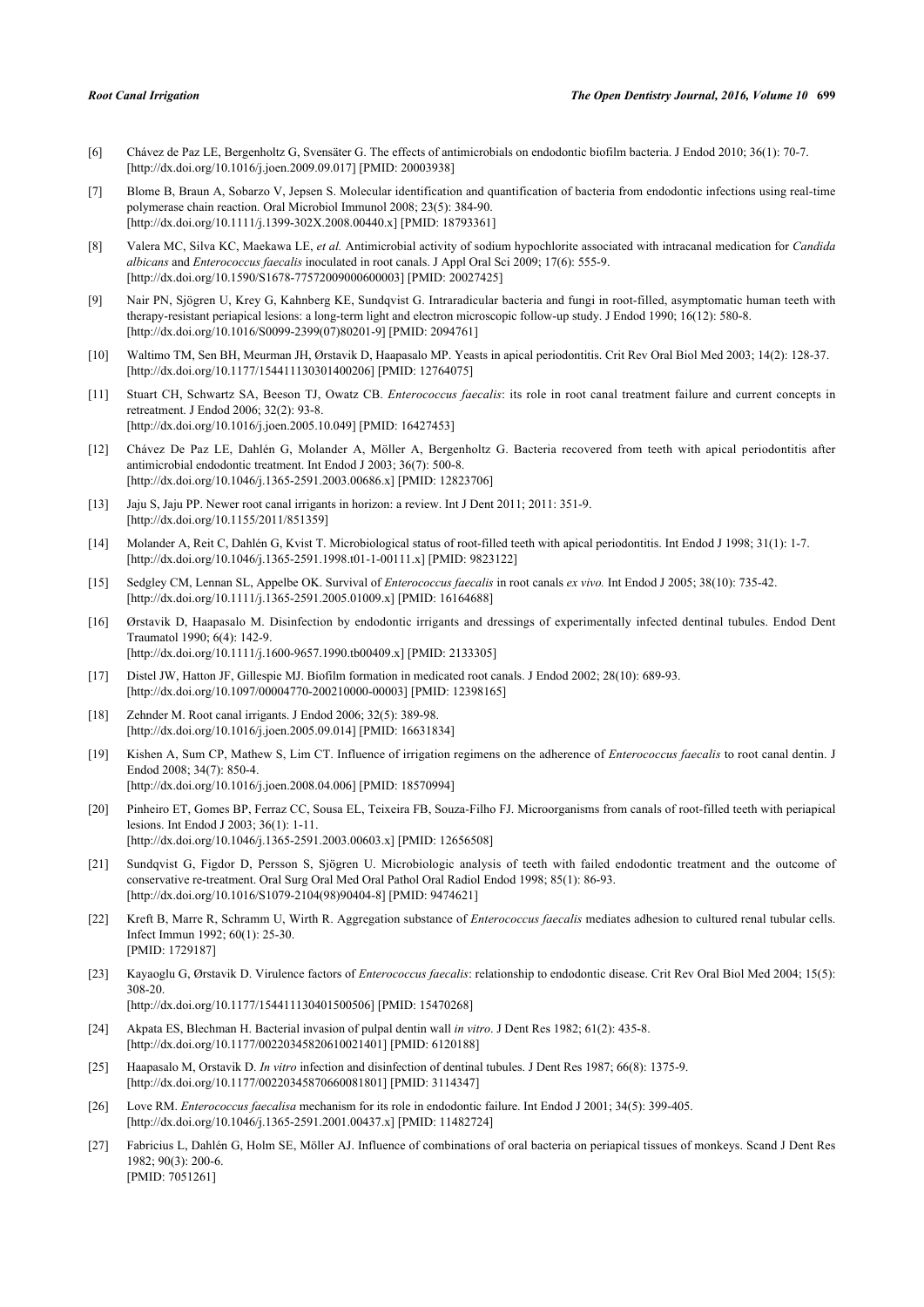[6] Chávez de Paz LE, Bergenholtz G, Svensäter G. The effects of antimicrobials on endodontic biofilm bacteria. J Endod 2010; 36(1): 70-7. [http://dx.doi.org/10.1016/j.joen.2009.09.017] [PMID: 20003938]

[7] Blome B, Braun A, Sobarzo V, Jepsen S. Molecular identification and quantification of bacteria from endodontic infections using real-time polymerase chain reaction. Oral Microbiol Immunol 2008; 23(5): 384-90. [http://dx.doi.org/10.1111/j.1399-302X.2008.00440.x] [PMID: 18793361]

[8] Valera MC, Silva KC, Maekawa LE, *et al.* Antimicrobial activity of sodium hypochlorite associated with intracanal medication for *Candida albicans* and *Enterococcus faecalis* inoculated in root canals. J Appl Oral Sci 2009; 17(6): 555-9. [http://dx.doi.org/10.1590/S1678-77572009000600003] [PMID: 20027425]

[9] Nair PN, Sjögren U, Krey G, Kahnberg KE, Sundqvist G. Intraradicular bacteria and fungi in root-filled, asymptomatic human teeth with therapy-resistant periapical lesions: a long-term light and electron microscopic follow-up study. J Endod 1990; 16(12): 580-8. [http://dx.doi.org/10.1016/S0099-2399(07)80201-9] [PMID: 2094761]

[10] Waltimo TM, Sen BH, Meurman JH, Ørstavik D, Haapasalo MP. Yeasts in apical periodontitis. Crit Rev Oral Biol Med 2003; 14(2): 128-37. [http://dx.doi.org/10.1177/154411130301400206] [PMID: 12764075]

[11] Stuart CH, Schwartz SA, Beeson TJ, Owatz CB. *Enterococcus faecalis*: its role in root canal treatment failure and current concepts in retreatment. J Endod 2006; 32(2): 93-8. [http://dx.doi.org/10.1016/j.joen.2005.10.049] [PMID: 16427453]

[12] Chávez De Paz LE, Dahlén G, Molander A, Möller A, Bergenholtz G. Bacteria recovered from teeth with apical periodontitis after antimicrobial endodontic treatment. Int Endod J 2003; 36(7): 500-8. [http://dx.doi.org/10.1046/j.1365-2591.2003.00686.x] [PMID: 12823706]

[13] Jaju S, Jaju PP. Newer root canal irrigants in horizon: a review. Int J Dent 2011; 2011: 351-9. [http://dx.doi.org/10.1155/2011/851359]

[14] Molander A, Reit C, Dahlén G, Kvist T. Microbiological status of root-filled teeth with apical periodontitis. Int Endod J 1998; 31(1): 1-7. [http://dx.doi.org/10.1046/j.1365-2591.1998.t01-1-00111.x] [PMID: 9823122]

[15] Sedgley CM, Lennan SL, Appelbe OK. Survival of *Enterococcus faecalis* in root canals *ex vivo.* Int Endod J 2005; 38(10): 735-42. [http://dx.doi.org/10.1111/j.1365-2591.2005.01009.x] [PMID: 16164688]

[16] Ørstavik D, Haapasalo M. Disinfection by endodontic irrigants and dressings of experimentally infected dentinal tubules. Endod Dent Traumatol 1990; 6(4): 142-9. [http://dx.doi.org/10.1111/j.1600-9657.1990.tb00409.x] [PMID: 2133305]

[17] Distel JW, Hatton JF, Gillespie MJ. Biofilm formation in medicated root canals. J Endod 2002; 28(10): 689-93. [http://dx.doi.org/10.1097/00004770-200210000-00003] [PMID: 12398165]

[18] Zehnder M. Root canal irrigants. J Endod 2006; 32(5): 389-98. [http://dx.doi.org/10.1016/j.joen.2005.09.014] [PMID: 16631834]

[19] Kishen A, Sum CP, Mathew S, Lim CT. Influence of irrigation regimens on the adherence of *Enterococcus faecalis* to root canal dentin. J Endod 2008; 34(7): 850-4. [http://dx.doi.org/10.1016/j.joen.2008.04.006] [PMID: 18570994]

[20] Pinheiro ET, Gomes BP, Ferraz CC, Sousa EL, Teixeira FB, Souza-Filho FJ. Microorganisms from canals of root-filled teeth with periapical lesions. Int Endod J 2003; 36(1): 1-11. [http://dx.doi.org/10.1046/j.1365-2591.2003.00603.x] [PMID: 12656508]

[21] Sundqvist G, Figdor D, Persson S, Sjögren U. Microbiologic analysis of teeth with failed endodontic treatment and the outcome of conservative re-treatment. Oral Surg Oral Med Oral Pathol Oral Radiol Endod 1998; 85(1): 86-93. [http://dx.doi.org/10.1016/S1079-2104(98)90404-8] [PMID: 9474621]

[22] Kreft B, Marre R, Schramm U, Wirth R. Aggregation substance of *Enterococcus faecalis* mediates adhesion to cultured renal tubular cells. Infect Immun 1992; 60(1): 25-30. [PMID: 1729187]

[23] Kayaoglu G, Ørstavik D. Virulence factors of *Enterococcus faecalis*: relationship to endodontic disease. Crit Rev Oral Biol Med 2004; 15(5): 308-20. [http://dx.doi.org/10.1177/154411130401500506] [PMID: 15470268]

[24] Akpata ES, Blechman H. Bacterial invasion of pulpal dentin wall *in vitro*. J Dent Res 1982; 61(2): 435-8. [http://dx.doi.org/10.1177/00220345820610021401] [PMID: 6120188]

[25] Haapasalo M, Orstavik D. *In vitro* infection and disinfection of dentinal tubules. J Dent Res 1987; 66(8): 1375-9. [http://dx.doi.org/10.1177/00220345870660081801] [PMID: 3114347]

[26] Love RM. *Enterococcus faecalisa* mechanism for its role in endodontic failure. Int Endod J 2001; 34(5): 399-405. [http://dx.doi.org/10.1046/j.1365-2591.2001.00437.x] [PMID: 11482724]

[27] Fabricius L, Dahlén G, Holm SE, Möller AJ. Influence of combinations of oral bacteria on periapical tissues of monkeys. Scand J Dent Res 1982; 90(3): 200-6. [PMID: 7051261]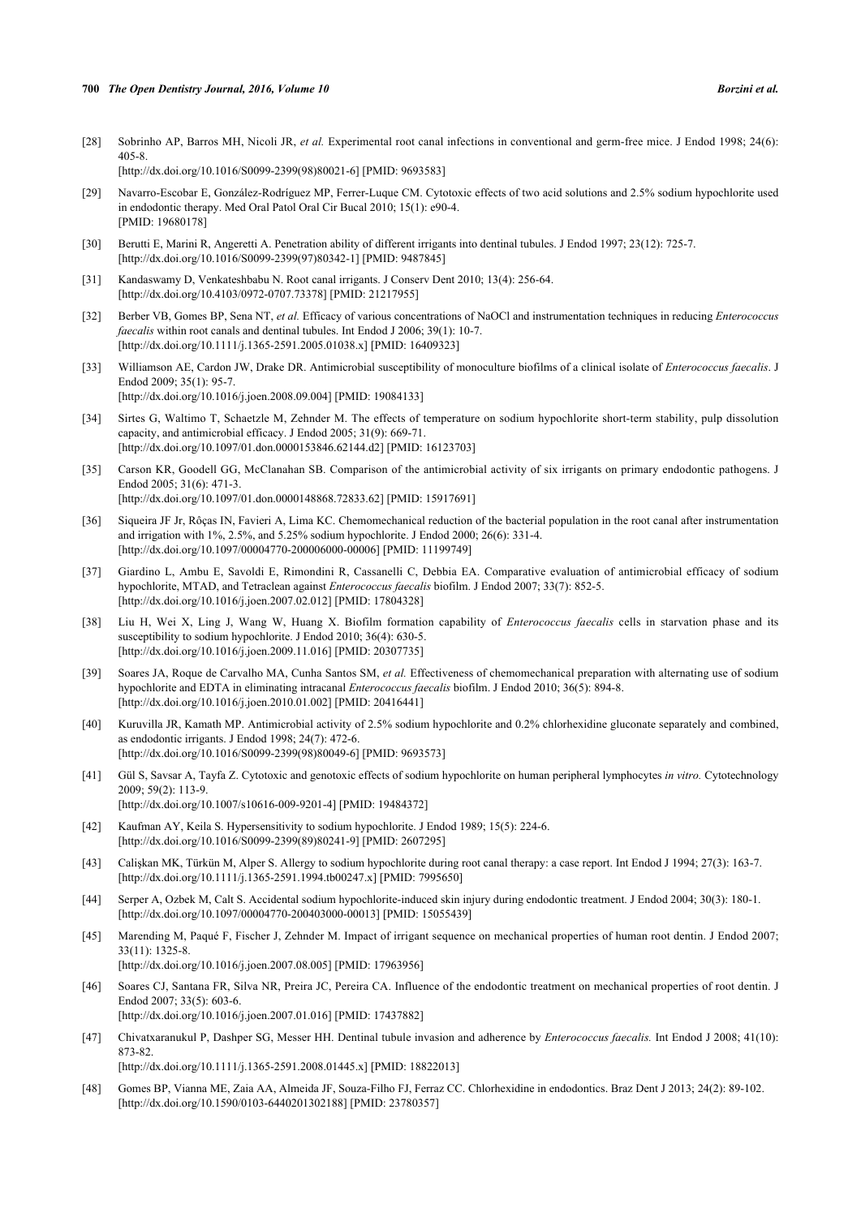[28] Sobrinho AP, Barros MH, Nicoli JR, *et al.* Experimental root canal infections in conventional and germ-free mice. J Endod 1998; 24(6): 405-8.
[http://dx.doi.org/10.1016/S0099-2399(98)80021-6] [PMID: 9693583]

[29] Navarro-Escobar E, González-Rodríguez MP, Ferrer-Luque CM. Cytotoxic effects of two acid solutions and 2.5% sodium hypochlorite used in endodontic therapy. Med Oral Patol Oral Cir Bucal 2010; 15(1): e90-4.
[PMID: 19680178]

[30] Berutti E, Marini R, Angeretti A. Penetration ability of different irrigants into dentinal tubules. J Endod 1997; 23(12): 725-7.
[http://dx.doi.org/10.1016/S0099-2399(97)80342-1] [PMID: 9487845]

[31] Kandaswamy D, Venkateshbabu N. Root canal irrigants. J Conserv Dent 2010; 13(4): 256-64.
[http://dx.doi.org/10.4103/0972-0707.73378] [PMID: 21217955]

[32] Berber VB, Gomes BP, Sena NT, *et al.* Efficacy of various concentrations of NaOCl and instrumentation techniques in reducing *Enterococcus faecalis* within root canals and dentinal tubules. Int Endod J 2006; 39(1): 10-7.
[http://dx.doi.org/10.1111/j.1365-2591.2005.01038.x] [PMID: 16409323]

[33] Williamson AE, Cardon JW, Drake DR. Antimicrobial susceptibility of monoculture biofilms of a clinical isolate of *Enterococcus faecalis*. J Endod 2009; 35(1): 95-7.
[http://dx.doi.org/10.1016/j.joen.2008.09.004] [PMID: 19084133]

[34] Sirtes G, Waltimo T, Schaetzle M, Zehnder M. The effects of temperature on sodium hypochlorite short-term stability, pulp dissolution capacity, and antimicrobial efficacy. J Endod 2005; 31(9): 669-71.
[http://dx.doi.org/10.1097/01.don.0000153846.62144.d2] [PMID: 16123703]

[35] Carson KR, Goodell GG, McClanahan SB. Comparison of the antimicrobial activity of six irrigants on primary endodontic pathogens. J Endod 2005; 31(6): 471-3.
[http://dx.doi.org/10.1097/01.don.0000148868.72833.62] [PMID: 15917691]

[36] Siqueira JF Jr, Rôças IN, Favieri A, Lima KC. Chemomechanical reduction of the bacterial population in the root canal after instrumentation and irrigation with 1%, 2.5%, and 5.25% sodium hypochlorite. J Endod 2000; 26(6): 331-4.
[http://dx.doi.org/10.1097/00004770-200006000-00006] [PMID: 11199749]

[37] Giardino L, Ambu E, Savoldi E, Rimondini R, Cassanelli C, Debbia EA. Comparative evaluation of antimicrobial efficacy of sodium hypochlorite, MTAD, and Tetraclean against *Enterococcus faecalis* biofilm. J Endod 2007; 33(7): 852-5.
[http://dx.doi.org/10.1016/j.joen.2007.02.012] [PMID: 17804328]

[38] Liu H, Wei X, Ling J, Wang W, Huang X. Biofilm formation capability of *Enterococcus faecalis* cells in starvation phase and its susceptibility to sodium hypochlorite. J Endod 2010; 36(4): 630-5.
[http://dx.doi.org/10.1016/j.joen.2009.11.016] [PMID: 20307735]

[39] Soares JA, Roque de Carvalho MA, Cunha Santos SM, *et al.* Effectiveness of chemomechanical preparation with alternating use of sodium hypochlorite and EDTA in eliminating intracanal *Enterococcus faecalis* biofilm. J Endod 2010; 36(5): 894-8.
[http://dx.doi.org/10.1016/j.joen.2010.01.002] [PMID: 20416441]

[40] Kuruvilla JR, Kamath MP. Antimicrobial activity of 2.5% sodium hypochlorite and 0.2% chlorhexidine gluconate separately and combined, as endodontic irrigants. J Endod 1998; 24(7): 472-6.
[http://dx.doi.org/10.1016/S0099-2399(98)80049-6] [PMID: 9693573]

[41] Gül S, Savsar A, Tayfa Z. Cytotoxic and genotoxic effects of sodium hypochlorite on human peripheral lymphocytes *in vitro.* Cytotechnology 2009; 59(2): 113-9.
[http://dx.doi.org/10.1007/s10616-009-9201-4] [PMID: 19484372]

[42] Kaufman AY, Keila S. Hypersensitivity to sodium hypochlorite. J Endod 1989; 15(5): 224-6.
[http://dx.doi.org/10.1016/S0099-2399(89)80241-9] [PMID: 2607295]

[43] Calişkan MK, Türkün M, Alper S. Allergy to sodium hypochlorite during root canal therapy: a case report. Int Endod J 1994; 27(3): 163-7.
[http://dx.doi.org/10.1111/j.1365-2591.1994.tb00247.x] [PMID: 7995650]

[44] Serper A, Ozbek M, Calt S. Accidental sodium hypochlorite-induced skin injury during endodontic treatment. J Endod 2004; 30(3): 180-1.
[http://dx.doi.org/10.1097/00004770-200403000-00013] [PMID: 15055439]

[45] Marending M, Paqué F, Fischer J, Zehnder M. Impact of irrigant sequence on mechanical properties of human root dentin. J Endod 2007; 33(11): 1325-8.
[http://dx.doi.org/10.1016/j.joen.2007.08.005] [PMID: 17963956]

[46] Soares CJ, Santana FR, Silva NR, Preira JC, Pereira CA. Influence of the endodontic treatment on mechanical properties of root dentin. J Endod 2007; 33(5): 603-6.
[http://dx.doi.org/10.1016/j.joen.2007.01.016] [PMID: 17437882]

[47] Chivatxaranukul P, Dashper SG, Messer HH. Dentinal tubule invasion and adherence by *Enterococcus faecalis.* Int Endod J 2008; 41(10): 873-82.
[http://dx.doi.org/10.1111/j.1365-2591.2008.01445.x] [PMID: 18822013]

[48] Gomes BP, Vianna ME, Zaia AA, Almeida JF, Souza-Filho FJ, Ferraz CC. Chlorhexidine in endodontics. Braz Dent J 2013; 24(2): 89-102.
[http://dx.doi.org/10.1590/0103-6440201302188] [PMID: 23780357]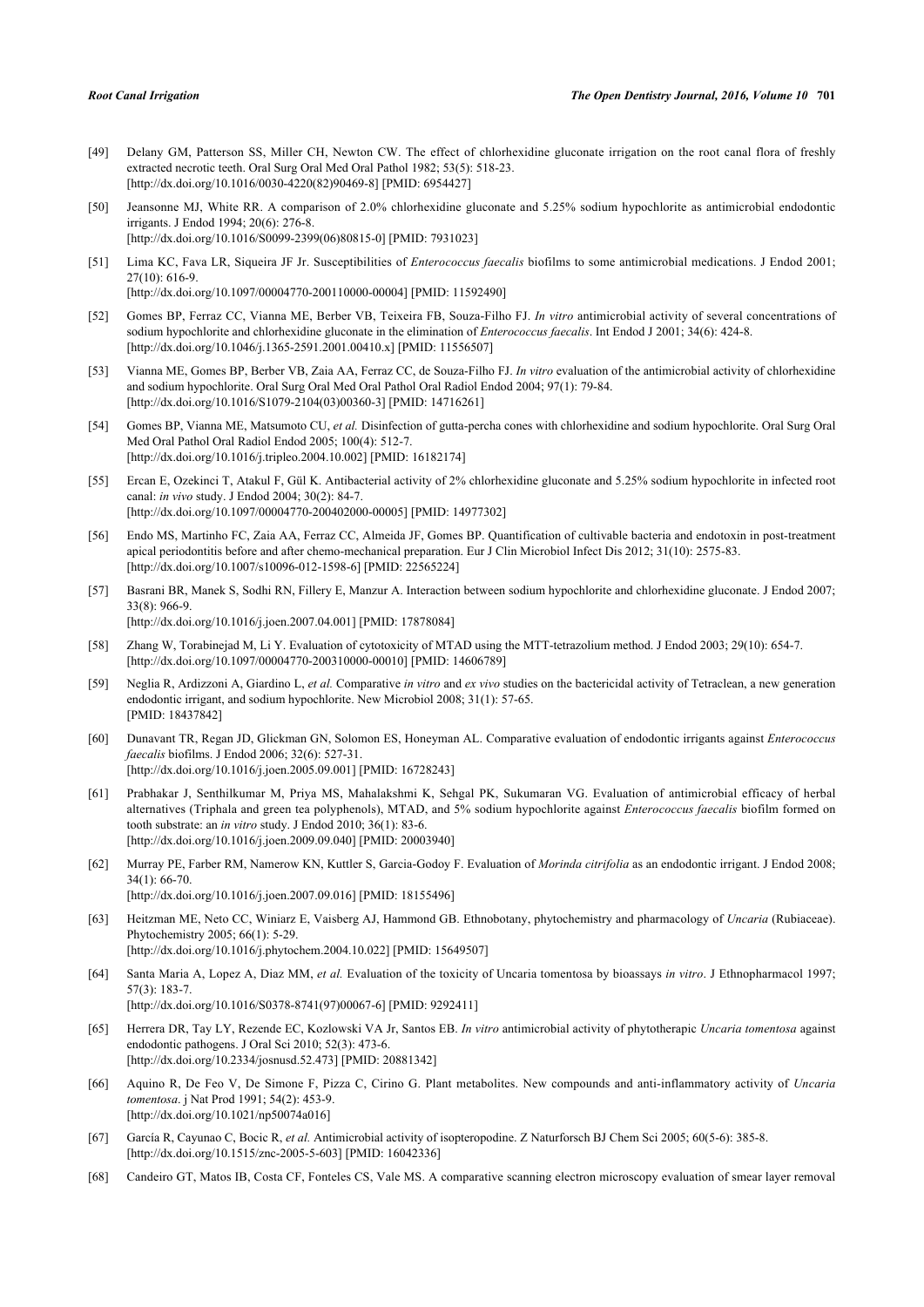[49] Delany GM, Patterson SS, Miller CH, Newton CW. The effect of chlorhexidine gluconate irrigation on the root canal flora of freshly extracted necrotic teeth. Oral Surg Oral Med Oral Pathol 1982; 53(5): 518-23. [http://dx.doi.org/10.1016/0030-4220(82)90469-8] [PMID: 6954427]

[50] Jeansonne MJ, White RR. A comparison of 2.0% chlorhexidine gluconate and 5.25% sodium hypochlorite as antimicrobial endodontic irrigants. J Endod 1994; 20(6): 276-8. [http://dx.doi.org/10.1016/S0099-2399(06)80815-0] [PMID: 7931023]

[51] Lima KC, Fava LR, Siqueira JF Jr. Susceptibilities of *Enterococcus faecalis* biofilms to some antimicrobial medications. J Endod 2001; 27(10): 616-9. [http://dx.doi.org/10.1097/00004770-200110000-00004] [PMID: 11592490]

[52] Gomes BP, Ferraz CC, Vianna ME, Berber VB, Teixeira FB, Souza-Filho FJ. *In vitro* antimicrobial activity of several concentrations of sodium hypochlorite and chlorhexidine gluconate in the elimination of *Enterococcus faecalis*. Int Endod J 2001; 34(6): 424-8. [http://dx.doi.org/10.1046/j.1365-2591.2001.00410.x] [PMID: 11556507]

[53] Vianna ME, Gomes BP, Berber VB, Zaia AA, Ferraz CC, de Souza-Filho FJ. *In vitro* evaluation of the antimicrobial activity of chlorhexidine and sodium hypochlorite. Oral Surg Oral Med Oral Pathol Oral Radiol Endod 2004; 97(1): 79-84. [http://dx.doi.org/10.1016/S1079-2104(03)00360-3] [PMID: 14716261]

[54] Gomes BP, Vianna ME, Matsumoto CU, *et al.* Disinfection of gutta-percha cones with chlorhexidine and sodium hypochlorite. Oral Surg Oral Med Oral Pathol Oral Radiol Endod 2005; 100(4): 512-7. [http://dx.doi.org/10.1016/j.tripleo.2004.10.002] [PMID: 16182174]

[55] Ercan E, Ozekinci T, Atakul F, Gül K. Antibacterial activity of 2% chlorhexidine gluconate and 5.25% sodium hypochlorite in infected root canal: *in vivo* study. J Endod 2004; 30(2): 84-7. [http://dx.doi.org/10.1097/00004770-200402000-00005] [PMID: 14977302]

[56] Endo MS, Martinho FC, Zaia AA, Ferraz CC, Almeida JF, Gomes BP. Quantification of cultivable bacteria and endotoxin in post-treatment apical periodontitis before and after chemo-mechanical preparation. Eur J Clin Microbiol Infect Dis 2012; 31(10): 2575-83. [http://dx.doi.org/10.1007/s10096-012-1598-6] [PMID: 22565224]

[57] Basrani BR, Manek S, Sodhi RN, Fillery E, Manzur A. Interaction between sodium hypochlorite and chlorhexidine gluconate. J Endod 2007; 33(8): 966-9. [http://dx.doi.org/10.1016/j.joen.2007.04.001] [PMID: 17878084]

[58] Zhang W, Torabinejad M, Li Y. Evaluation of cytotoxicity of MTAD using the MTT-tetrazolium method. J Endod 2003; 29(10): 654-7. [http://dx.doi.org/10.1097/00004770-200310000-00010] [PMID: 14606789]

[59] Neglia R, Ardizzoni A, Giardino L, *et al.* Comparative *in vitro* and *ex vivo* studies on the bactericidal activity of Tetraclean, a new generation endodontic irrigant, and sodium hypochlorite. New Microbiol 2008; 31(1): 57-65. [PMID: 18437842]

[60] Dunavant TR, Regan JD, Glickman GN, Solomon ES, Honeyman AL. Comparative evaluation of endodontic irrigants against *Enterococcus faecalis* biofilms. J Endod 2006; 32(6): 527-31. [http://dx.doi.org/10.1016/j.joen.2005.09.001] [PMID: 16728243]

[61] Prabhakar J, Senthilkumar M, Priya MS, Mahalakshmi K, Sehgal PK, Sukumaran VG. Evaluation of antimicrobial efficacy of herbal alternatives (Triphala and green tea polyphenols), MTAD, and 5% sodium hypochlorite against *Enterococcus faecalis* biofilm formed on tooth substrate: an *in vitro* study. J Endod 2010; 36(1): 83-6. [http://dx.doi.org/10.1016/j.joen.2009.09.040] [PMID: 20003940]

[62] Murray PE, Farber RM, Namerow KN, Kuttler S, Garcia-Godoy F. Evaluation of *Morinda citrifolia* as an endodontic irrigant. J Endod 2008; 34(1): 66-70. [http://dx.doi.org/10.1016/j.joen.2007.09.016] [PMID: 18155496]

[63] Heitzman ME, Neto CC, Winiarz E, Vaisberg AJ, Hammond GB. Ethnobotany, phytochemistry and pharmacology of *Uncaria* (Rubiaceae). Phytochemistry 2005; 66(1): 5-29. [http://dx.doi.org/10.1016/j.phytochem.2004.10.022] [PMID: 15649507]

[64] Santa Maria A, Lopez A, Diaz MM, *et al.* Evaluation of the toxicity of Uncaria tomentosa by bioassays *in vitro*. J Ethnopharmacol 1997; 57(3): 183-7. [http://dx.doi.org/10.1016/S0378-8741(97)00067-6] [PMID: 9292411]

[65] Herrera DR, Tay LY, Rezende EC, Kozlowski VA Jr, Santos EB. *In vitro* antimicrobial activity of phytotherapic *Uncaria tomentosa* against endodontic pathogens. J Oral Sci 2010; 52(3): 473-6. [http://dx.doi.org/10.2334/josnusd.52.473] [PMID: 20881342]

[66] Aquino R, De Feo V, De Simone F, Pizza C, Cirino G. Plant metabolites. New compounds and anti-inflammatory activity of *Uncaria tomentosa*. j Nat Prod 1991; 54(2): 453-9. [http://dx.doi.org/10.1021/np50074a016]

[67] García R, Cayunao C, Bocic R, *et al.* Antimicrobial activity of isopteropodine. Z Naturforsch BJ Chem Sci 2005; 60(5-6): 385-8. [http://dx.doi.org/10.1515/znc-2005-5-603] [PMID: 16042336]

[68] Candeiro GT, Matos IB, Costa CF, Fonteles CS, Vale MS. A comparative scanning electron microscopy evaluation of smear layer removal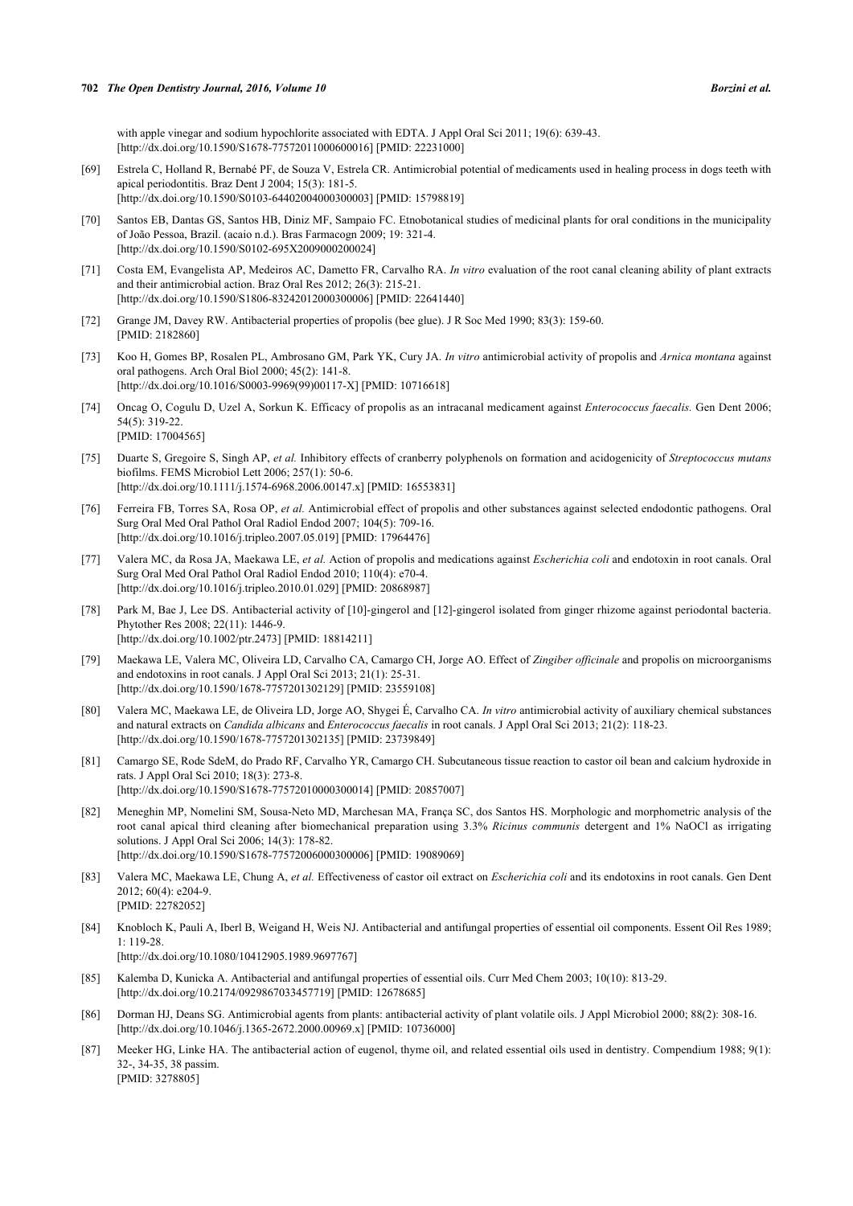with apple vinegar and sodium hypochlorite associated with EDTA. J Appl Oral Sci 2011; 19(6): 639-43.
[http://dx.doi.org/10.1590/S1678-77572011000600016] [PMID: 22231000]

[69] Estrela C, Holland R, Bernabé PF, de Souza V, Estrela CR. Antimicrobial potential of medicaments used in healing process in dogs teeth with apical periodontitis. Braz Dent J 2004; 15(3): 181-5.
[http://dx.doi.org/10.1590/S0103-64402004000300003] [PMID: 15798819]

[70] Santos EB, Dantas GS, Santos HB, Diniz MF, Sampaio FC. Etnobotanical studies of medicinal plants for oral conditions in the municipality of João Pessoa, Brazil. (acaio n.d.). Bras Farmacogn 2009; 19: 321-4.
[http://dx.doi.org/10.1590/S0102-695X2009000200024]

[71] Costa EM, Evangelista AP, Medeiros AC, Dametto FR, Carvalho RA. *In vitro* evaluation of the root canal cleaning ability of plant extracts and their antimicrobial action. Braz Oral Res 2012; 26(3): 215-21.
[http://dx.doi.org/10.1590/S1806-83242012000300006] [PMID: 22641440]

[72] Grange JM, Davey RW. Antibacterial properties of propolis (bee glue). J R Soc Med 1990; 83(3): 159-60.
[PMID: 2182860]

[73] Koo H, Gomes BP, Rosalen PL, Ambrosano GM, Park YK, Cury JA. *In vitro* antimicrobial activity of propolis and *Arnica montana* against oral pathogens. Arch Oral Biol 2000; 45(2): 141-8.
[http://dx.doi.org/10.1016/S0003-9969(99)00117-X] [PMID: 10716618]

[74] Oncag O, Cogulu D, Uzel A, Sorkun K. Efficacy of propolis as an intracanal medicament against *Enterococcus faecalis.* Gen Dent 2006; 54(5): 319-22.
[PMID: 17004565]

[75] Duarte S, Gregoire S, Singh AP, *et al.* Inhibitory effects of cranberry polyphenols on formation and acidogenicity of *Streptococcus mutans* biofilms. FEMS Microbiol Lett 2006; 257(1): 50-6.
[http://dx.doi.org/10.1111/j.1574-6968.2006.00147.x] [PMID: 16553831]

[76] Ferreira FB, Torres SA, Rosa OP, *et al.* Antimicrobial effect of propolis and other substances against selected endodontic pathogens. Oral Surg Oral Med Oral Pathol Oral Radiol Endod 2007; 104(5): 709-16.
[http://dx.doi.org/10.1016/j.tripleo.2007.05.019] [PMID: 17964476]

[77] Valera MC, da Rosa JA, Maekawa LE, *et al.* Action of propolis and medications against *Escherichia coli* and endotoxin in root canals. Oral Surg Oral Med Oral Pathol Oral Radiol Endod 2010; 110(4): e70-4.
[http://dx.doi.org/10.1016/j.tripleo.2010.01.029] [PMID: 20868987]

[78] Park M, Bae J, Lee DS. Antibacterial activity of [10]-gingerol and [12]-gingerol isolated from ginger rhizome against periodontal bacteria. Phytother Res 2008; 22(11): 1446-9.
[http://dx.doi.org/10.1002/ptr.2473] [PMID: 18814211]

[79] Maekawa LE, Valera MC, Oliveira LD, Carvalho CA, Camargo CH, Jorge AO. Effect of *Zingiber officinale* and propolis on microorganisms and endotoxins in root canals. J Appl Oral Sci 2013; 21(1): 25-31.
[http://dx.doi.org/10.1590/1678-7757201302129] [PMID: 23559108]

[80] Valera MC, Maekawa LE, de Oliveira LD, Jorge AO, Shygei É, Carvalho CA. *In vitro* antimicrobial activity of auxiliary chemical substances and natural extracts on *Candida albicans* and *Enterococcus faecalis* in root canals. J Appl Oral Sci 2013; 21(2): 118-23.
[http://dx.doi.org/10.1590/1678-7757201302135] [PMID: 23739849]

[81] Camargo SE, Rode SdeM, do Prado RF, Carvalho YR, Camargo CH. Subcutaneous tissue reaction to castor oil bean and calcium hydroxide in rats. J Appl Oral Sci 2010; 18(3): 273-8.
[http://dx.doi.org/10.1590/S1678-77572010000300014] [PMID: 20857007]

[82] Meneghin MP, Nomelini SM, Sousa-Neto MD, Marchesan MA, França SC, dos Santos HS. Morphologic and morphometric analysis of the root canal apical third cleaning after biomechanical preparation using 3.3% *Ricinus communis* detergent and 1% NaOCl as irrigating solutions. J Appl Oral Sci 2006; 14(3): 178-82.
[http://dx.doi.org/10.1590/S1678-77572006000300006] [PMID: 19089069]

[83] Valera MC, Maekawa LE, Chung A, *et al.* Effectiveness of castor oil extract on *Escherichia coli* and its endotoxins in root canals. Gen Dent 2012; 60(4): e204-9.
[PMID: 22782052]

[84] Knobloch K, Pauli A, Iberl B, Weigand H, Weis NJ. Antibacterial and antifungal properties of essential oil components. Essent Oil Res 1989; 1: 119-28.
[http://dx.doi.org/10.1080/10412905.1989.9697767]

[85] Kalemba D, Kunicka A. Antibacterial and antifungal properties of essential oils. Curr Med Chem 2003; 10(10): 813-29.
[http://dx.doi.org/10.2174/0929867033457719] [PMID: 12678685]

[86] Dorman HJ, Deans SG. Antimicrobial agents from plants: antibacterial activity of plant volatile oils. J Appl Microbiol 2000; 88(2): 308-16.
[http://dx.doi.org/10.1046/j.1365-2672.2000.00969.x] [PMID: 10736000]

[87] Meeker HG, Linke HA. The antibacterial action of eugenol, thyme oil, and related essential oils used in dentistry. Compendium 1988; 9(1): 32-, 34-35, 38 passim.
[PMID: 3278805]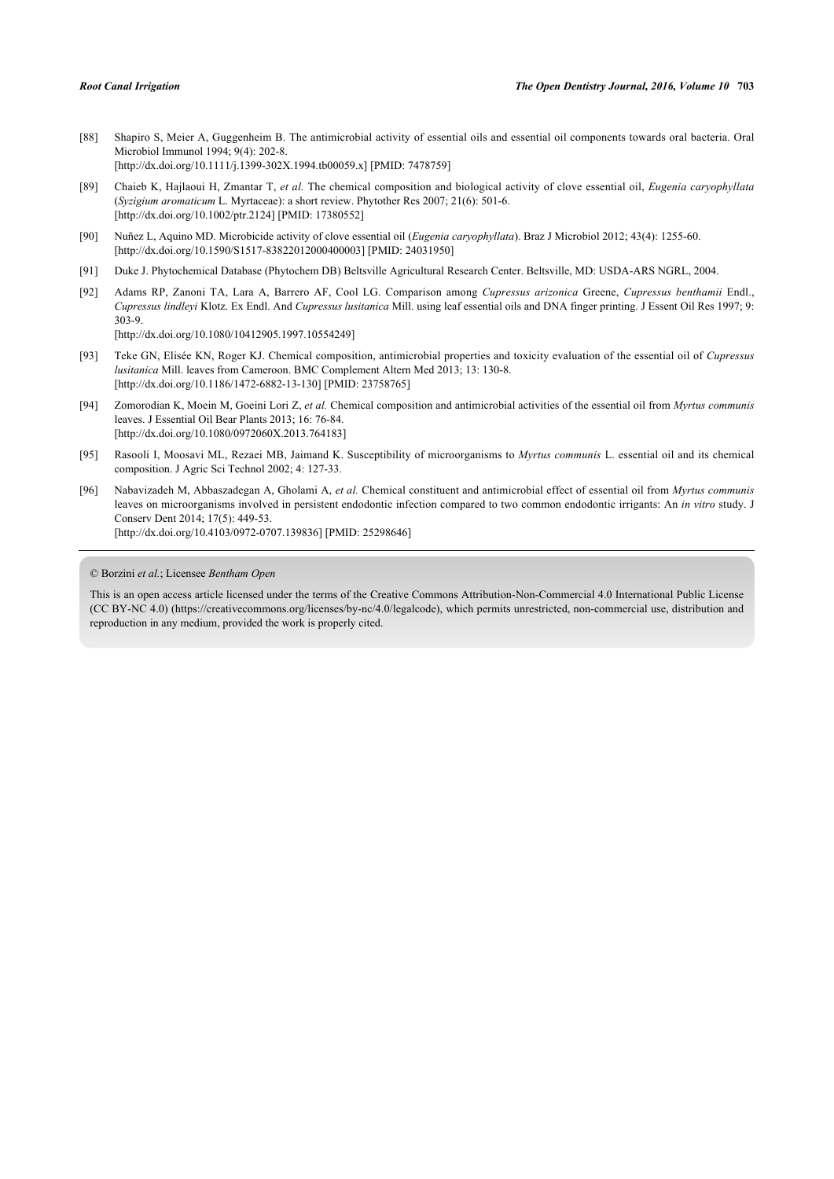[88] Shapiro S, Meier A, Guggenheim B. The antimicrobial activity of essential oils and essential oil components towards oral bacteria. Oral Microbiol Immunol 1994; 9(4): 202-8.
[http://dx.doi.org/10.1111/j.1399-302X.1994.tb00059.x] [PMID: 7478759]

[89] Chaieb K, Hajlaoui H, Zmantar T, *et al.* The chemical composition and biological activity of clove essential oil, *Eugenia caryophyllata* (*Syzigium aromaticum* L. Myrtaceae): a short review. Phytother Res 2007; 21(6): 501-6.
[http://dx.doi.org/10.1002/ptr.2124] [PMID: 17380552]

[90] Nuñez L, Aquino MD. Microbicide activity of clove essential oil (*Eugenia caryophyllata*). Braz J Microbiol 2012; 43(4): 1255-60.
[http://dx.doi.org/10.1590/S1517-83822012000400003] [PMID: 24031950]

[91] Duke J. Phytochemical Database (Phytochem DB) Beltsville Agricultural Research Center. Beltsville, MD: USDA-ARS NGRL, 2004.

[92] Adams RP, Zanoni TA, Lara A, Barrero AF, Cool LG. Comparison among *Cupressus arizonica* Greene, *Cupressus benthamii* Endl., *Cupressus lindleyi* Klotz. Ex Endl. And *Cupressus lusitanica* Mill. using leaf essential oils and DNA finger printing. J Essent Oil Res 1997; 9: 303-9.
[http://dx.doi.org/10.1080/10412905.1997.10554249]

[93] Teke GN, Elisée KN, Roger KJ. Chemical composition, antimicrobial properties and toxicity evaluation of the essential oil of *Cupressus lusitanica* Mill. leaves from Cameroon. BMC Complement Altern Med 2013; 13: 130-8.
[http://dx.doi.org/10.1186/1472-6882-13-130] [PMID: 23758765]

[94] Zomorodian K, Moein M, Goeini Lori Z, *et al.* Chemical composition and antimicrobial activities of the essential oil from *Myrtus communis* leaves. J Essential Oil Bear Plants 2013; 16: 76-84.
[http://dx.doi.org/10.1080/0972060X.2013.764183]

[95] Rasooli I, Moosavi ML, Rezaei MB, Jaimand K. Susceptibility of microorganisms to *Myrtus communis* L. essential oil and its chemical composition. J Agric Sci Technol 2002; 4: 127-33.

[96] Nabavizadeh M, Abbaszadegan A, Gholami A, *et al.* Chemical constituent and antimicrobial effect of essential oil from *Myrtus communis* leaves on microorganisms involved in persistent endodontic infection compared to two common endodontic irrigants: An *in vitro* study. J Conserv Dent 2014; 17(5): 449-53.
[http://dx.doi.org/10.4103/0972-0707.139836] [PMID: 25298646]

---

© Borzini *et al.*; Licensee *Bentham Open*

This is an open access article licensed under the terms of the Creative Commons Attribution-Non-Commercial 4.0 International Public License (CC BY-NC 4.0) (https://creativecommons.org/licenses/by-nc/4.0/legalcode), which permits unrestricted, non-commercial use, distribution and reproduction in any medium, provided the work is properly cited.